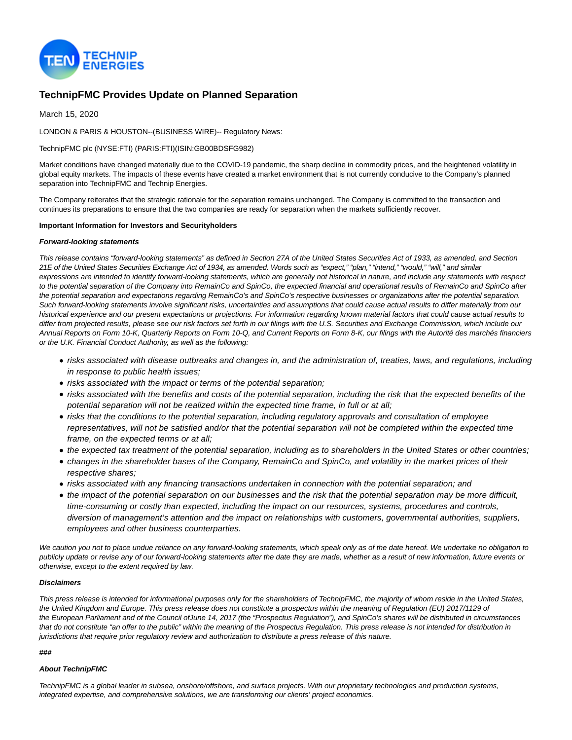# TechnipFMC Provides Update on Planned Separation

March 15, 2020

LONDON & PARIS & HOUSTON--(BUSINESS WIRE)-- Regulatory News:

TechnipFMC plc (NYSE:FTI) (PARIS:FTI)(ISIN:GB00BDSFG982)

Market conditions have changed materially due to the COVID-19 pandemic, the sharp decline in commodity prices, and the heightened volatility in global equity markets. The impacts of these events have created a market environment that is not currently conducive to the Company's planned separation into TechnipFMC and Technip Energies.

The Company reiterates that the strategic rationale for the separation remains unchanged. The Company is committed to the transaction and continues its preparations to ensure that the two companies are ready for separation when the markets sufficiently recover.

**Important Information for Investors and Securityholders**

***Forward-looking statements***

*This release contains "forward-looking statements" as defined in Section 27A of the United States Securities Act of 1933, as amended, and Section 21E of the United States Securities Exchange Act of 1934, as amended. Words such as "expect," "plan," "intend," "would," "will," and similar expressions are intended to identify forward-looking statements, which are generally not historical in nature, and include any statements with respect to the potential separation of the Company into RemainCo and SpinCo, the expected financial and operational results of RemainCo and SpinCo after the potential separation and expectations regarding RemainCo's and SpinCo's respective businesses or organizations after the potential separation. Such forward-looking statements involve significant risks, uncertainties and assumptions that could cause actual results to differ materially from our historical experience and our present expectations or projections. For information regarding known material factors that could cause actual results to differ from projected results, please see our risk factors set forth in our filings with the U.S. Securities and Exchange Commission, which include our Annual Reports on Form 10-K, Quarterly Reports on Form 10-Q, and Current Reports on Form 8-K, our filings with the Autorité des marchés financiers or the U.K. Financial Conduct Authority, as well as the following:*

- *risks associated with disease outbreaks and changes in, and the administration of, treaties, laws, and regulations, including in response to public health issues;*
- *risks associated with the impact or terms of the potential separation;*
- *risks associated with the benefits and costs of the potential separation, including the risk that the expected benefits of the potential separation will not be realized within the expected time frame, in full or at all;*
- *risks that the conditions to the potential separation, including regulatory approvals and consultation of employee representatives, will not be satisfied and/or that the potential separation will not be completed within the expected time frame, on the expected terms or at all;*
- *the expected tax treatment of the potential separation, including as to shareholders in the United States or other countries;*
- *changes in the shareholder bases of the Company, RemainCo and SpinCo, and volatility in the market prices of their respective shares;*
- *risks associated with any financing transactions undertaken in connection with the potential separation; and*
- *the impact of the potential separation on our businesses and the risk that the potential separation may be more difficult, time-consuming or costly than expected, including the impact on our resources, systems, procedures and controls, diversion of management's attention and the impact on relationships with customers, governmental authorities, suppliers, employees and other business counterparties.*

*We caution you not to place undue reliance on any forward-looking statements, which speak only as of the date hereof. We undertake no obligation to publicly update or revise any of our forward-looking statements after the date they are made, whether as a result of new information, future events or otherwise, except to the extent required by law.*

***Disclaimers***

*This press release is intended for informational purposes only for the shareholders of TechnipFMC, the majority of whom reside in the United States, the United Kingdom and Europe. This press release does not constitute a prospectus within the meaning of Regulation (EU) 2017/1129 of the European Parliament and of the Council ofJune 14, 2017 (the "Prospectus Regulation"), and SpinCo's shares will be distributed in circumstances that do not constitute "an offer to the public" within the meaning of the Prospectus Regulation. This press release is not intended for distribution in jurisdictions that require prior regulatory review and authorization to distribute a press release of this nature.*

***###***

***About TechnipFMC***

*TechnipFMC is a global leader in subsea, onshore/offshore, and surface projects. With our proprietary technologies and production systems, integrated expertise, and comprehensive solutions, we are transforming our clients' project economics.*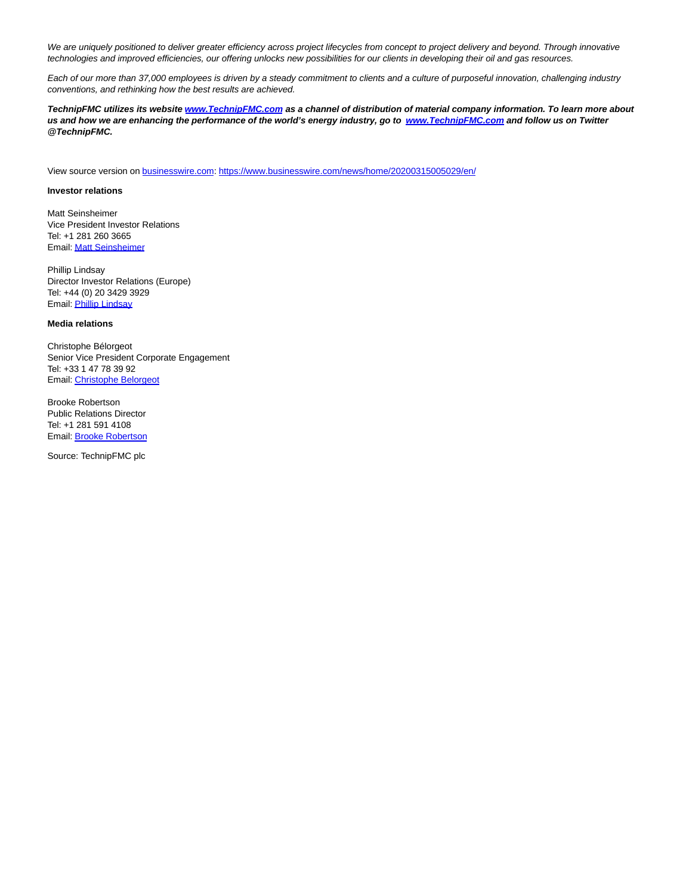*We are uniquely positioned to deliver greater efficiency across project lifecycles from concept to project delivery and beyond. Through innovative technologies and improved efficiencies, our offering unlocks new possibilities for our clients in developing their oil and gas resources.*

*Each of our more than 37,000 employees is driven by a steady commitment to clients and a culture of purposeful innovation, challenging industry conventions, and rethinking how the best results are achieved.*

***TechnipFMC utilizes its website [www.TechnipFMC.com](http://www.TechnipFMC.com) as a channel of distribution of material company information. To learn more about us and how we are enhancing the performance of the world's energy industry, go to [www.TechnipFMC.com](http://www.TechnipFMC.com) and follow us on Twitter @TechnipFMC.***

View source version on businesswire.com: https://www.businesswire.com/news/home/20200315005029/en/

**Investor relations**

Matt Seinsheimer
Vice President Investor Relations
Tel: +1 281 260 3665
Email: Matt Seinsheimer

Phillip Lindsay
Director Investor Relations (Europe)
Tel: +44 (0) 20 3429 3929
Email: Phillip Lindsay

**Media relations**

Christophe Bélorgeot
Senior Vice President Corporate Engagement
Tel: +33 1 47 78 39 92
Email: Christophe Belorgeot

Brooke Robertson
Public Relations Director
Tel: +1 281 591 4108
Email: Brooke Robertson

Source: TechnipFMC plc